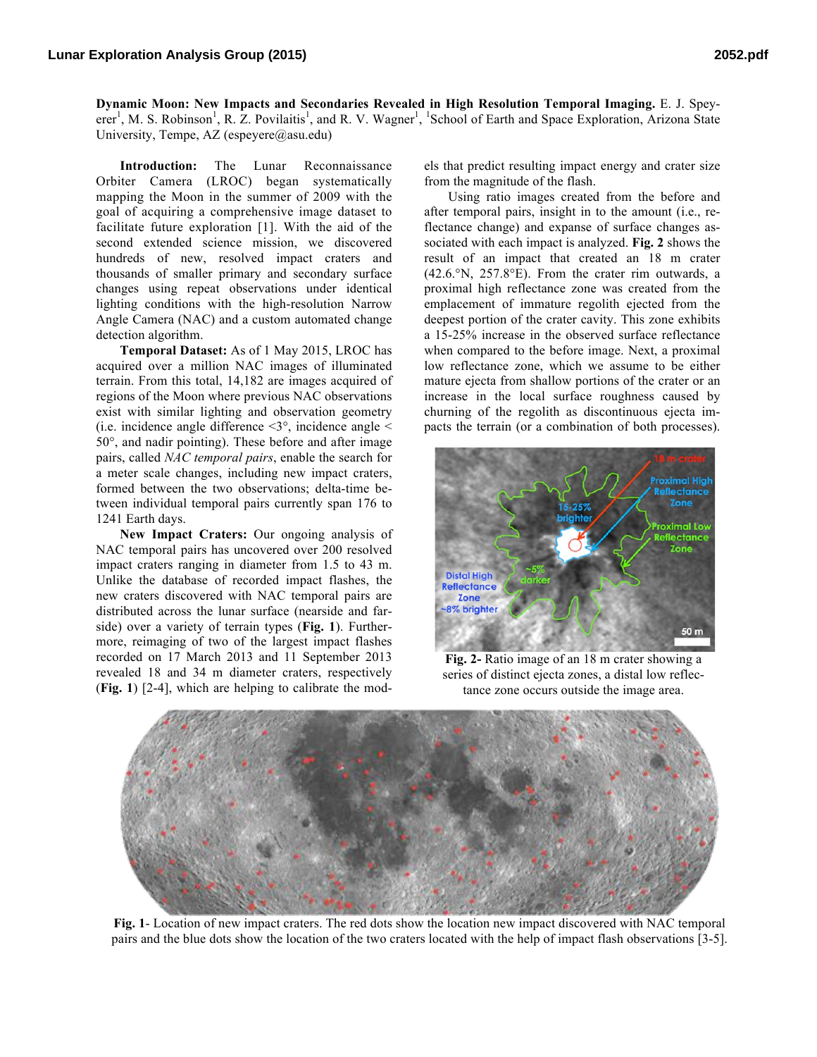**Dynamic Moon: New Impacts and Secondaries Revealed in High Resolution Temporal Imaging.** E. J. Speyerer[1], M. S. Robinson[1], R. Z. Povilaitis[1], and R. V. Wagner[1], [1]School of Earth and Space Exploration, Arizona State University, Tempe, AZ (espeyere@asu.edu)

**Introduction:** The Lunar Reconnaissance Orbiter Camera (LROC) began systematically mapping the Moon in the summer of 2009 with the goal of acquiring a comprehensive image dataset to facilitate future exploration [1]. With the aid of the second extended science mission, we discovered hundreds of new, resolved impact craters and thousands of smaller primary and secondary surface changes using repeat observations under identical lighting conditions with the high-resolution Narrow Angle Camera (NAC) and a custom automated change detection algorithm.

**Temporal Dataset:** As of 1 May 2015, LROC has acquired over a million NAC images of illuminated terrain. From this total, 14,182 are images acquired of regions of the Moon where previous NAC observations exist with similar lighting and observation geometry (i.e. incidence angle difference <3°, incidence angle < 50°, and nadir pointing). These before and after image pairs, called *NAC temporal pairs*, enable the search for a meter scale changes, including new impact craters, formed between the two observations; delta-time between individual temporal pairs currently span 176 to 1241 Earth days.

**New Impact Craters:** Our ongoing analysis of NAC temporal pairs has uncovered over 200 resolved impact craters ranging in diameter from 1.5 to 43 m. Unlike the database of recorded impact flashes, the new craters discovered with NAC temporal pairs are distributed across the lunar surface (nearside and farside) over a variety of terrain types (**Fig. 1**). Furthermore, reimaging of two of the largest impact flashes recorded on 17 March 2013 and 11 September 2013 revealed 18 and 34 m diameter craters, respectively (**Fig. 1**) [2-4], which are helping to calibrate the models that predict resulting impact energy and crater size from the magnitude of the flash.

Using ratio images created from the before and after temporal pairs, insight in to the amount (i.e., reflectance change) and expanse of surface changes associated with each impact is analyzed. **Fig. 2** shows the result of an impact that created an 18 m crater (42.6.°N, 257.8°E). From the crater rim outwards, a proximal high reflectance zone was created from the emplacement of immature regolith ejected from the deepest portion of the crater cavity. This zone exhibits a 15-25% increase in the observed surface reflectance when compared to the before image. Next, a proximal low reflectance zone, which we assume to be either mature ejecta from shallow portions of the crater or an increase in the local surface roughness caused by churning of the regolith as discontinuous ejecta impacts the terrain (or a combination of both processes).

**Fig. 2-** Ratio image of an 18 m crater showing a series of distinct ejecta zones, a distal low reflectance zone occurs outside the image area.

**Fig. 1**- Location of new impact craters. The red dots show the location new impact discovered with NAC temporal pairs and the blue dots show the location of the two craters located with the help of impact flash observations [3-5].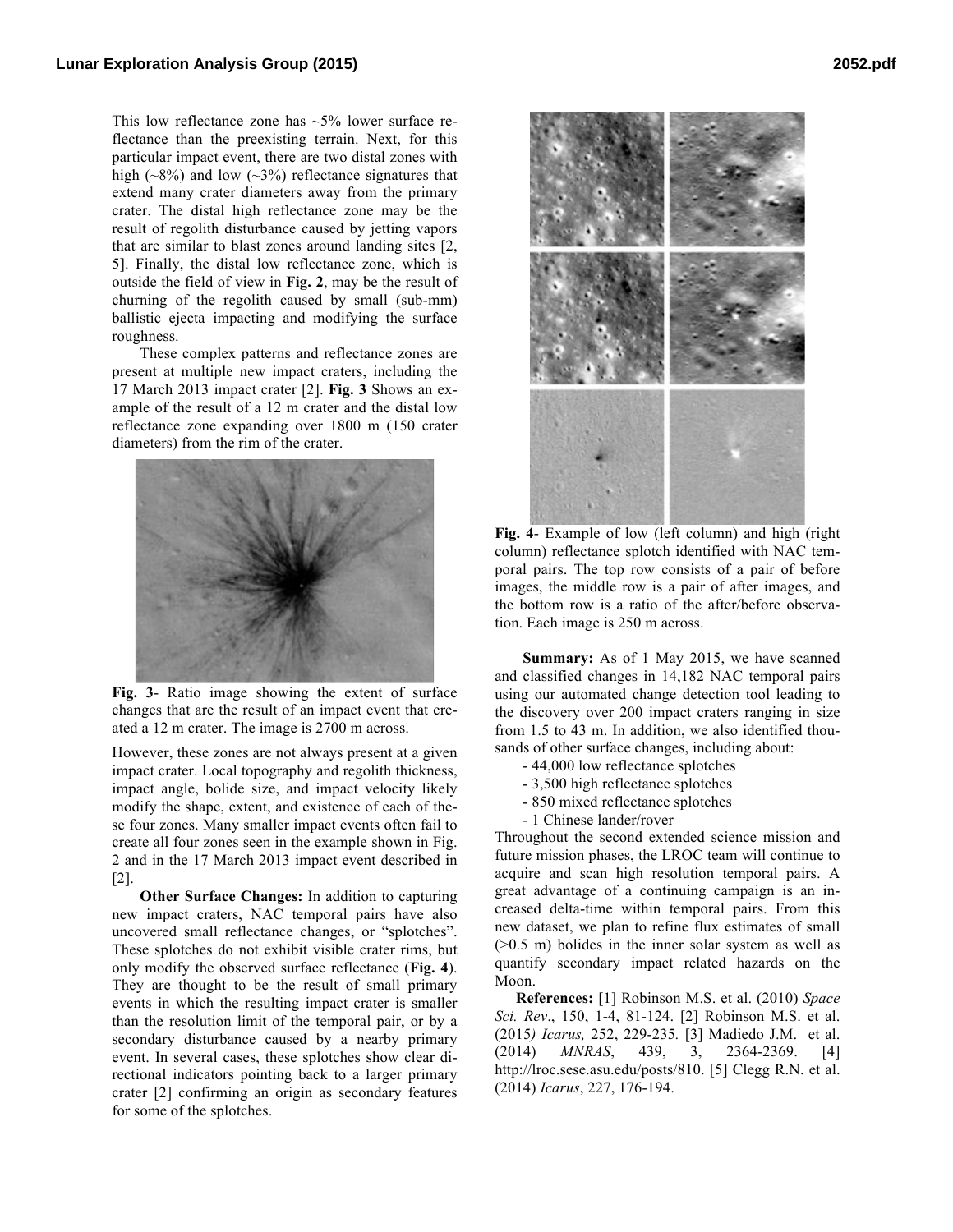This low reflectance zone has ~5% lower surface reflectance than the preexisting terrain. Next, for this particular impact event, there are two distal zones with high (~8%) and low (~3%) reflectance signatures that extend many crater diameters away from the primary crater. The distal high reflectance zone may be the result of regolith disturbance caused by jetting vapors that are similar to blast zones around landing sites [2, 5]. Finally, the distal low reflectance zone, which is outside the field of view in **Fig. 2**, may be the result of churning of the regolith caused by small (sub-mm) ballistic ejecta impacting and modifying the surface roughness.

These complex patterns and reflectance zones are present at multiple new impact craters, including the 17 March 2013 impact crater [2]. **Fig. 3** Shows an example of the result of a 12 m crater and the distal low reflectance zone expanding over 1800 m (150 crater diameters) from the rim of the crater.

**Fig. 3**- Ratio image showing the extent of surface changes that are the result of an impact event that created a 12 m crater. The image is 2700 m across.

However, these zones are not always present at a given impact crater. Local topography and regolith thickness, impact angle, bolide size, and impact velocity likely modify the shape, extent, and existence of each of these four zones. Many smaller impact events often fail to create all four zones seen in the example shown in Fig. 2 and in the 17 March 2013 impact event described in [2].

**Other Surface Changes:** In addition to capturing new impact craters, NAC temporal pairs have also uncovered small reflectance changes, or "splotches". These splotches do not exhibit visible crater rims, but only modify the observed surface reflectance (**Fig. 4**). They are thought to be the result of small primary events in which the resulting impact crater is smaller than the resolution limit of the temporal pair, or by a secondary disturbance caused by a nearby primary event. In several cases, these splotches show clear directional indicators pointing back to a larger primary crater [2] confirming an origin as secondary features for some of the splotches.

**Fig. 4**- Example of low (left column) and high (right column) reflectance splotch identified with NAC temporal pairs. The top row consists of a pair of before images, the middle row is a pair of after images, and the bottom row is a ratio of the after/before observation. Each image is 250 m across.

**Summary:** As of 1 May 2015, we have scanned and classified changes in 14,182 NAC temporal pairs using our automated change detection tool leading to the discovery over 200 impact craters ranging in size from 1.5 to 43 m. In addition, we also identified thousands of other surface changes, including about:

- 44,000 low reflectance splotches
- 3,500 high reflectance splotches
- 850 mixed reflectance splotches
- 1 Chinese lander/rover

Throughout the second extended science mission and future mission phases, the LROC team will continue to acquire and scan high resolution temporal pairs. A great advantage of a continuing campaign is an increased delta-time within temporal pairs. From this new dataset, we plan to refine flux estimates of small (>0.5 m) bolides in the inner solar system as well as quantify secondary impact related hazards on the Moon.

**References:** [1] Robinson M.S. et al. (2010) *Space Sci. Rev*., 150, 1-4, 81-124. [2] Robinson M.S. et al. (2015) *Icarus,* 252, 229-235. [3] Madiedo J.M. et al. (2014) *MNRAS*, 439, 3, 2364-2369. [4] http://lroc.sese.asu.edu/posts/810. [5] Clegg R.N. et al. (2014) *Icarus*, 227, 176-194.